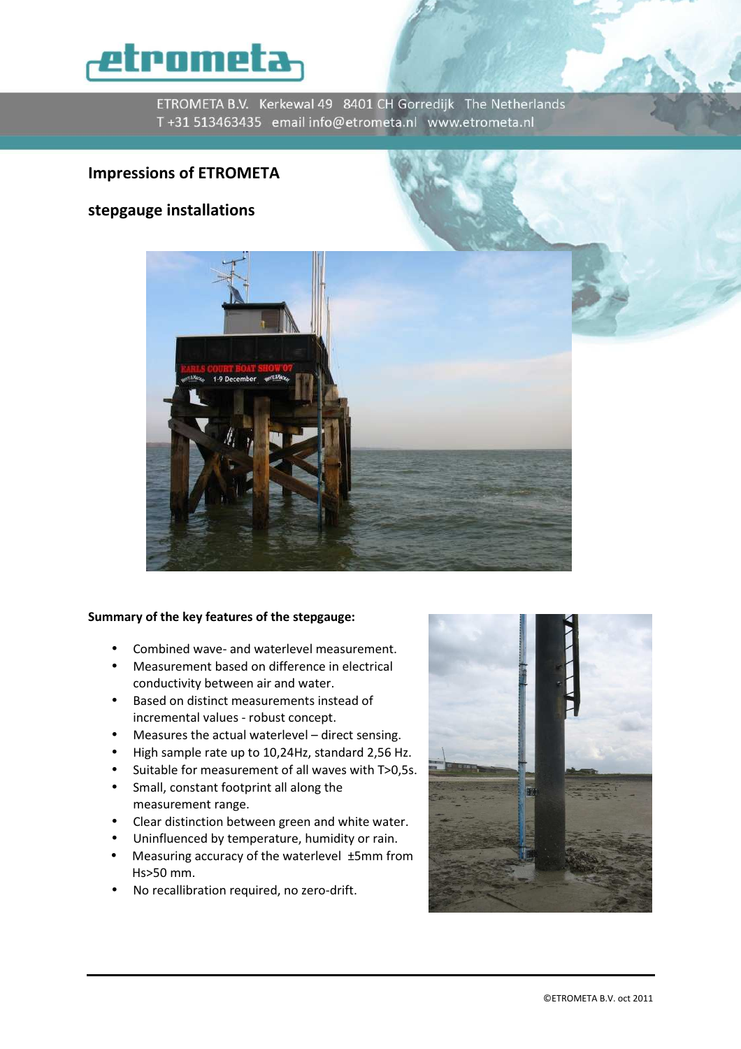ETROMETA B.V. Kerkewal 49 8401 CH Gorredijk The Netherlands
T +31 513463435 email info@etrometa.nl www.etrometa.nl

# Impressions of ETROMETA

# stepgauge installations

**Summary of the key features of the stepgauge:**

- Combined wave- and waterlevel measurement.
- Measurement based on difference in electrical conductivity between air and water.
- Based on distinct measurements instead of incremental values - robust concept.
- Measures the actual waterlevel – direct sensing.
- High sample rate up to 10,24Hz, standard 2,56 Hz.
- Suitable for measurement of all waves with T>0,5s.
- Small, constant footprint all along the measurement range.
- Clear distinction between green and white water.
- Uninfluenced by temperature, humidity or rain.
- Measuring accuracy of the waterlevel ±5mm from Hs>50 mm.
- No recallibration required, no zero-drift.

©ETROMETA B.V. oct 2011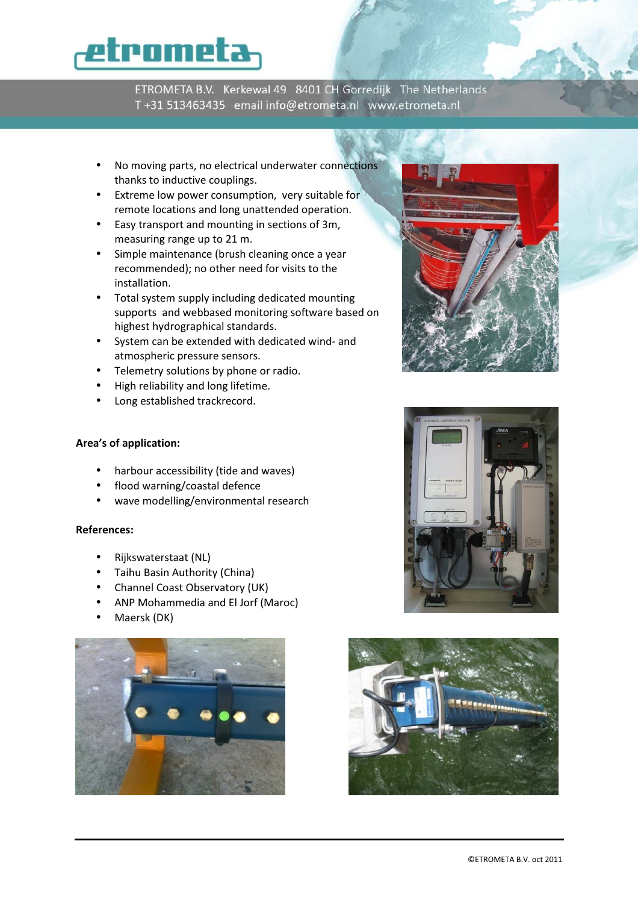- No moving parts, no electrical underwater connections thanks to inductive couplings.
- Extreme low power consumption, very suitable for remote locations and long unattended operation.
- Easy transport and mounting in sections of 3m, measuring range up to 21 m.
- Simple maintenance (brush cleaning once a year recommended); no other need for visits to the installation.
- Total system supply including dedicated mounting supports and webbased monitoring software based on highest hydrographical standards.
- System can be extended with dedicated wind- and atmospheric pressure sensors.
- Telemetry solutions by phone or radio.
- High reliability and long lifetime.
- Long established trackrecord.

**Area's of application:**

- harbour accessibility (tide and waves)
- flood warning/coastal defence
- wave modelling/environmental research

**References:**

- Rijkswaterstaat (NL)
- Taihu Basin Authority (China)
- Channel Coast Observatory (UK)
- ANP Mohammedia and El Jorf (Maroc)
- Maersk (DK)

©ETROMETA B.V. oct 2011